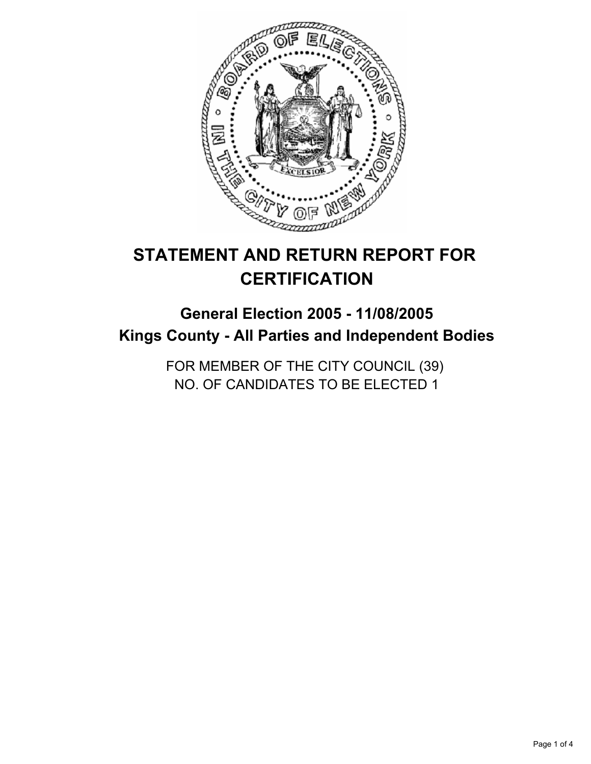# STATEMENT AND RETURN REPORT FOR CERTIFICATION

## General Election 2005 - 11/08/2005

## Kings County - All Parties and Independent Bodies

FOR MEMBER OF THE CITY COUNCIL (39)
NO. OF CANDIDATES TO BE ELECTED 1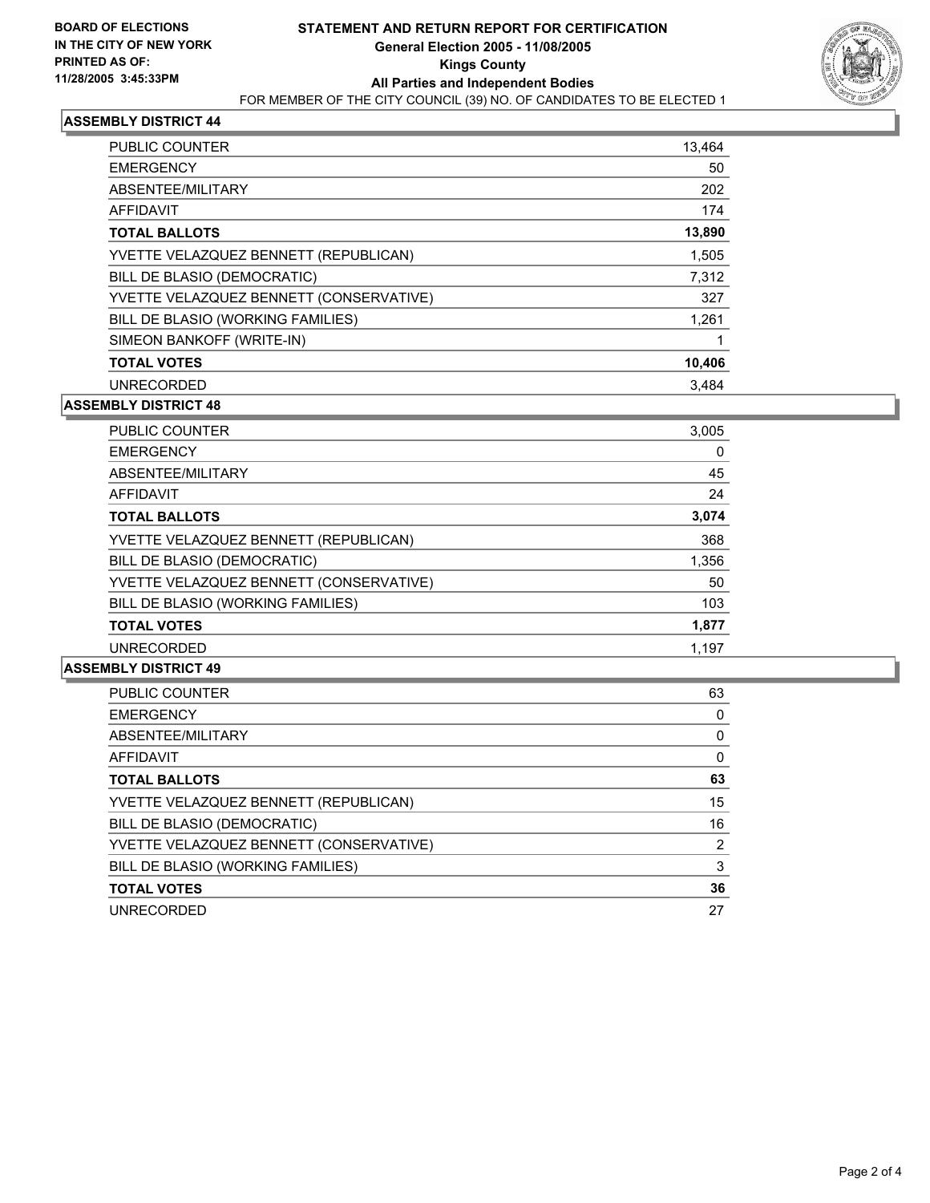**BOARD OF ELECTIONS IN THE CITY OF NEW YORK PRINTED AS OF: 11/28/2005 3:45:33PM**

# STATEMENT AND RETURN REPORT FOR CERTIFICATION
## General Election 2005 - 11/08/2005
## Kings County
## All Parties and Independent Bodies
FOR MEMBER OF THE CITY COUNCIL (39) NO. OF CANDIDATES TO BE ELECTED 1

### ASSEMBLY DISTRICT 44

| | |
|---|---|
| PUBLIC COUNTER | 13,464 |
| EMERGENCY | 50 |
| ABSENTEE/MILITARY | 202 |
| AFFIDAVIT | 174 |
| **TOTAL BALLOTS** | **13,890** |
| YVETTE VELAZQUEZ BENNETT (REPUBLICAN) | 1,505 |
| BILL DE BLASIO (DEMOCRATIC) | 7,312 |
| YVETTE VELAZQUEZ BENNETT (CONSERVATIVE) | 327 |
| BILL DE BLASIO (WORKING FAMILIES) | 1,261 |
| SIMEON BANKOFF (WRITE-IN) | 1 |
| **TOTAL VOTES** | **10,406** |
| UNRECORDED | 3,484 |

### ASSEMBLY DISTRICT 48

| | |
|---|---|
| PUBLIC COUNTER | 3,005 |
| EMERGENCY | 0 |
| ABSENTEE/MILITARY | 45 |
| AFFIDAVIT | 24 |
| **TOTAL BALLOTS** | **3,074** |
| YVETTE VELAZQUEZ BENNETT (REPUBLICAN) | 368 |
| BILL DE BLASIO (DEMOCRATIC) | 1,356 |
| YVETTE VELAZQUEZ BENNETT (CONSERVATIVE) | 50 |
| BILL DE BLASIO (WORKING FAMILIES) | 103 |
| **TOTAL VOTES** | **1,877** |
| UNRECORDED | 1,197 |

### ASSEMBLY DISTRICT 49

| | |
|---|---|
| PUBLIC COUNTER | 63 |
| EMERGENCY | 0 |
| ABSENTEE/MILITARY | 0 |
| AFFIDAVIT | 0 |
| **TOTAL BALLOTS** | **63** |
| YVETTE VELAZQUEZ BENNETT (REPUBLICAN) | 15 |
| BILL DE BLASIO (DEMOCRATIC) | 16 |
| YVETTE VELAZQUEZ BENNETT (CONSERVATIVE) | 2 |
| BILL DE BLASIO (WORKING FAMILIES) | 3 |
| **TOTAL VOTES** | **36** |
| UNRECORDED | 27 |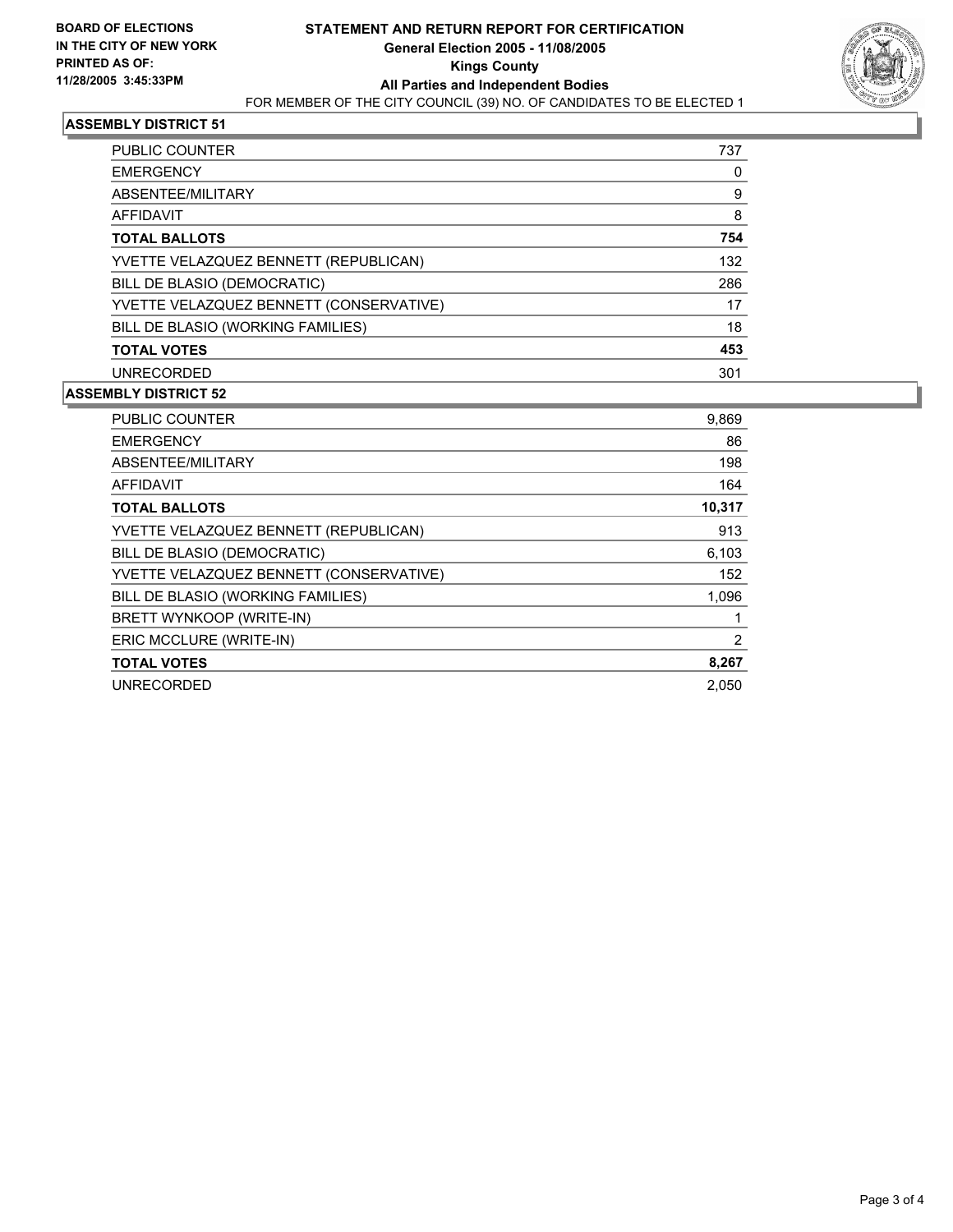**BOARD OF ELECTIONS IN THE CITY OF NEW YORK PRINTED AS OF: 11/28/2005 3:45:33PM**

# STATEMENT AND RETURN REPORT FOR CERTIFICATION
## General Election 2005 - 11/08/2005
## Kings County
## All Parties and Independent Bodies

FOR MEMBER OF THE CITY COUNCIL (39) NO. OF CANDIDATES TO BE ELECTED 1

### ASSEMBLY DISTRICT 51

| | |
|---|---|
| PUBLIC COUNTER | 737 |
| EMERGENCY | 0 |
| ABSENTEE/MILITARY | 9 |
| AFFIDAVIT | 8 |
| **TOTAL BALLOTS** | **754** |
| YVETTE VELAZQUEZ BENNETT (REPUBLICAN) | 132 |
| BILL DE BLASIO (DEMOCRATIC) | 286 |
| YVETTE VELAZQUEZ BENNETT (CONSERVATIVE) | 17 |
| BILL DE BLASIO (WORKING FAMILIES) | 18 |
| **TOTAL VOTES** | **453** |
| UNRECORDED | 301 |

### ASSEMBLY DISTRICT 52

| | |
|---|---|
| PUBLIC COUNTER | 9,869 |
| EMERGENCY | 86 |
| ABSENTEE/MILITARY | 198 |
| AFFIDAVIT | 164 |
| **TOTAL BALLOTS** | **10,317** |
| YVETTE VELAZQUEZ BENNETT (REPUBLICAN) | 913 |
| BILL DE BLASIO (DEMOCRATIC) | 6,103 |
| YVETTE VELAZQUEZ BENNETT (CONSERVATIVE) | 152 |
| BILL DE BLASIO (WORKING FAMILIES) | 1,096 |
| BRETT WYNKOOP (WRITE-IN) | 1 |
| ERIC MCCLURE (WRITE-IN) | 2 |
| **TOTAL VOTES** | **8,267** |
| UNRECORDED | 2,050 |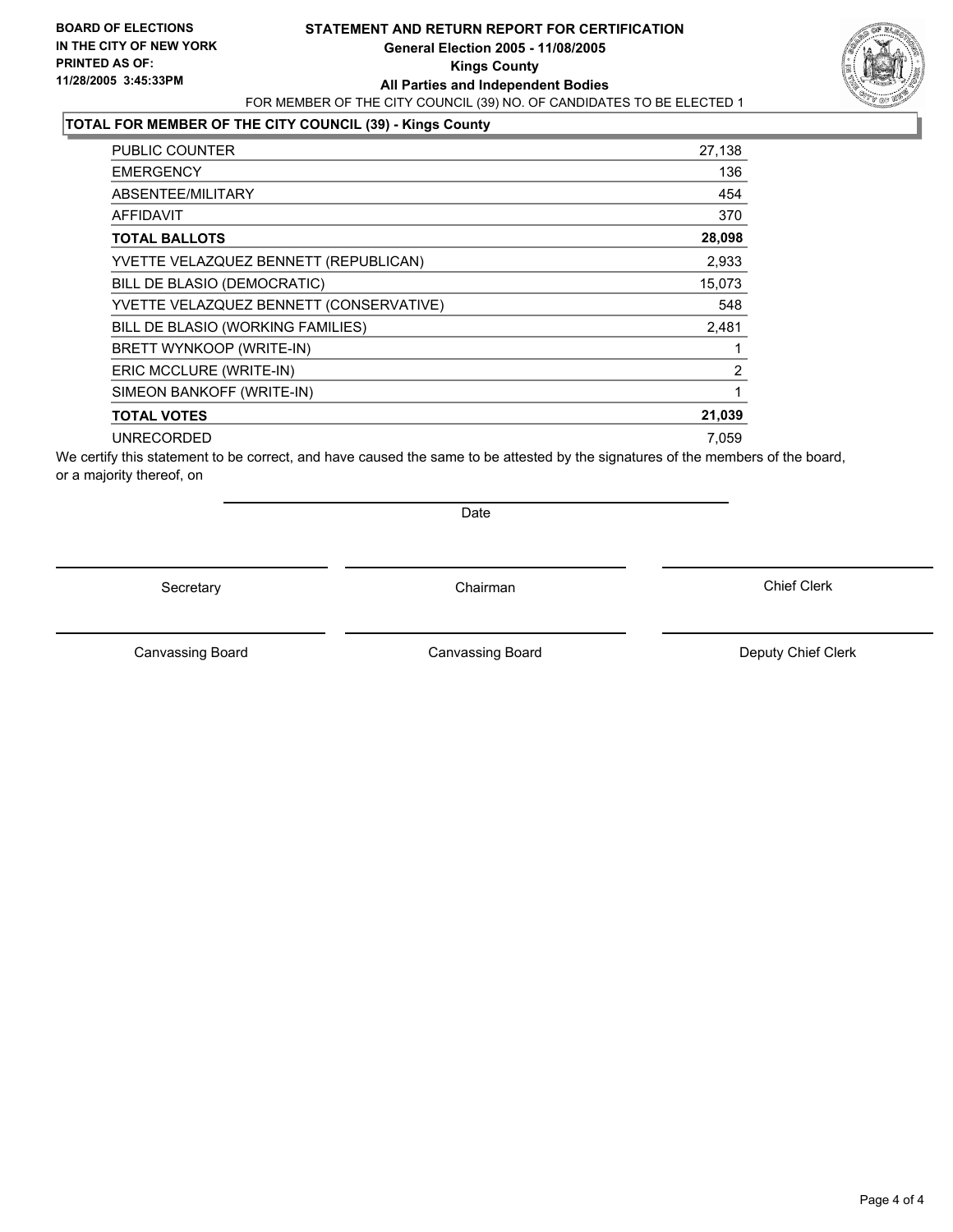**BOARD OF ELECTIONS IN THE CITY OF NEW YORK PRINTED AS OF: 11/28/2005 3:45:33PM**

# STATEMENT AND RETURN REPORT FOR CERTIFICATION

**General Election 2005 - 11/08/2005**

**Kings County**

**All Parties and Independent Bodies**

FOR MEMBER OF THE CITY COUNCIL (39) NO. OF CANDIDATES TO BE ELECTED 1

## TOTAL FOR MEMBER OF THE CITY COUNCIL (39) - Kings County

| | |
|---|---|
| PUBLIC COUNTER | 27,138 |
| EMERGENCY | 136 |
| ABSENTEE/MILITARY | 454 |
| AFFIDAVIT | 370 |
| **TOTAL BALLOTS** | **28,098** |
| YVETTE VELAZQUEZ BENNETT (REPUBLICAN) | 2,933 |
| BILL DE BLASIO (DEMOCRATIC) | 15,073 |
| YVETTE VELAZQUEZ BENNETT (CONSERVATIVE) | 548 |
| BILL DE BLASIO (WORKING FAMILIES) | 2,481 |
| BRETT WYNKOOP (WRITE-IN) | 1 |
| ERIC MCCLURE (WRITE-IN) | 2 |
| SIMEON BANKOFF (WRITE-IN) | 1 |
| **TOTAL VOTES** | **21,039** |
| UNRECORDED | 7,059 |

We certify this statement to be correct, and have caused the same to be attested by the signatures of the members of the board, or a majority thereof, on

Date

Secretary

Chairman

Chief Clerk

Canvassing Board

Canvassing Board

Deputy Chief Clerk